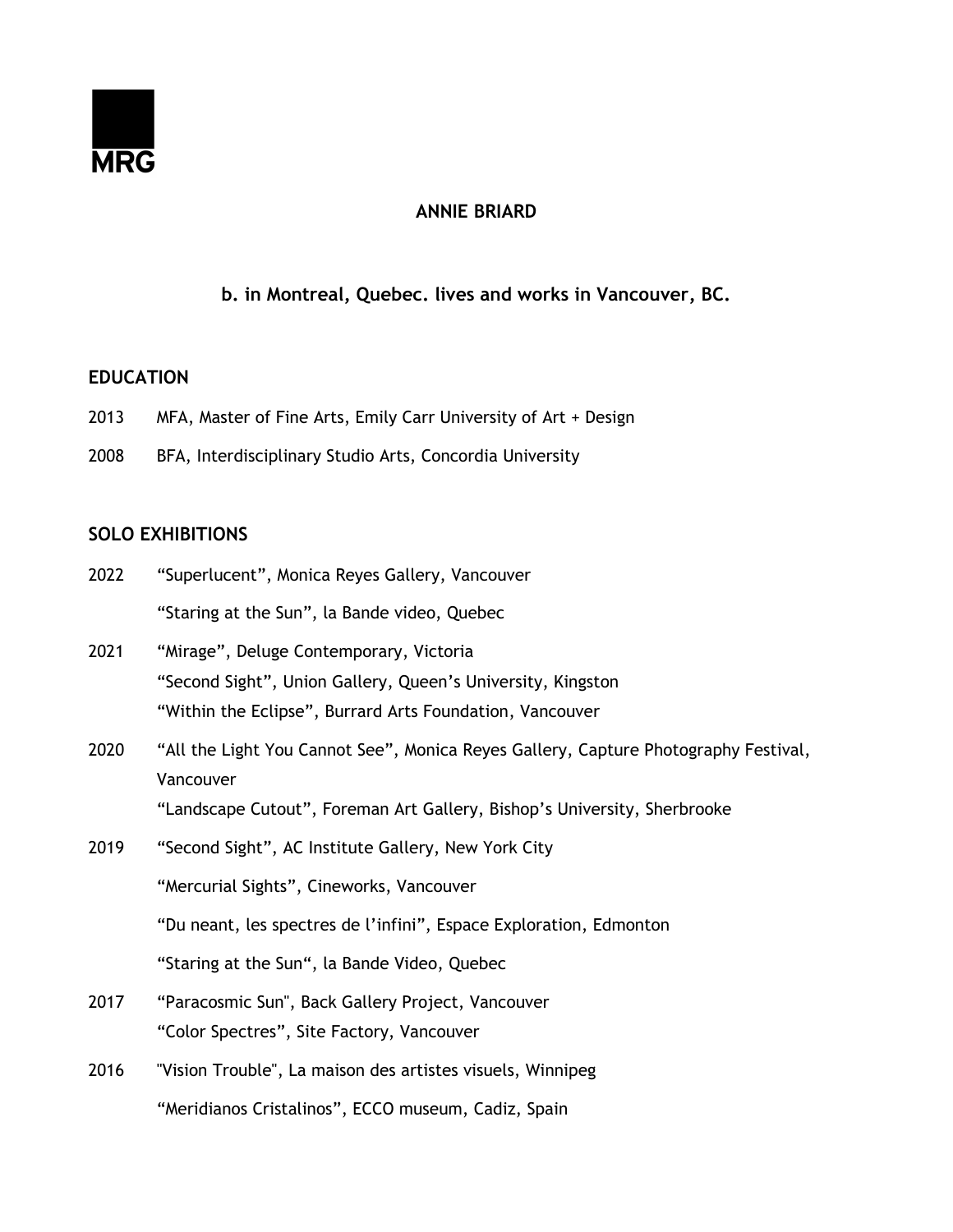MRG

# ANNIE BRIARD

## b. in Montreal, Quebec. lives and works in Vancouver, BC.

## EDUCATION

2013 MFA, Master of Fine Arts, Emily Carr University of Art + Design

2008 BFA, Interdisciplinary Studio Arts, Concordia University

## SOLO EXHIBITIONS

2022 “Superlucent”, Monica Reyes Gallery, Vancouver

“Staring at the Sun”, la Bande video, Quebec

2021 “Mirage”, Deluge Contemporary, Victoria

“Second Sight”, Union Gallery, Queen’s University, Kingston

“Within the Eclipse”, Burrard Arts Foundation, Vancouver

2020 “All the Light You Cannot See”, Monica Reyes Gallery, Capture Photography Festival, Vancouver

“Landscape Cutout”, Foreman Art Gallery, Bishop’s University, Sherbrooke

2019 “Second Sight”, AC Institute Gallery, New York City

“Mercurial Sights”, Cineworks, Vancouver

“Du neant, les spectres de l’infini”, Espace Exploration, Edmonton

“Staring at the Sun“, la Bande Video, Quebec

2017 “Paracosmic Sun", Back Gallery Project, Vancouver

“Color Spectres”, Site Factory, Vancouver

2016 "Vision Trouble", La maison des artistes visuels, Winnipeg

“Meridianos Cristalinos”, ECCO museum, Cadiz, Spain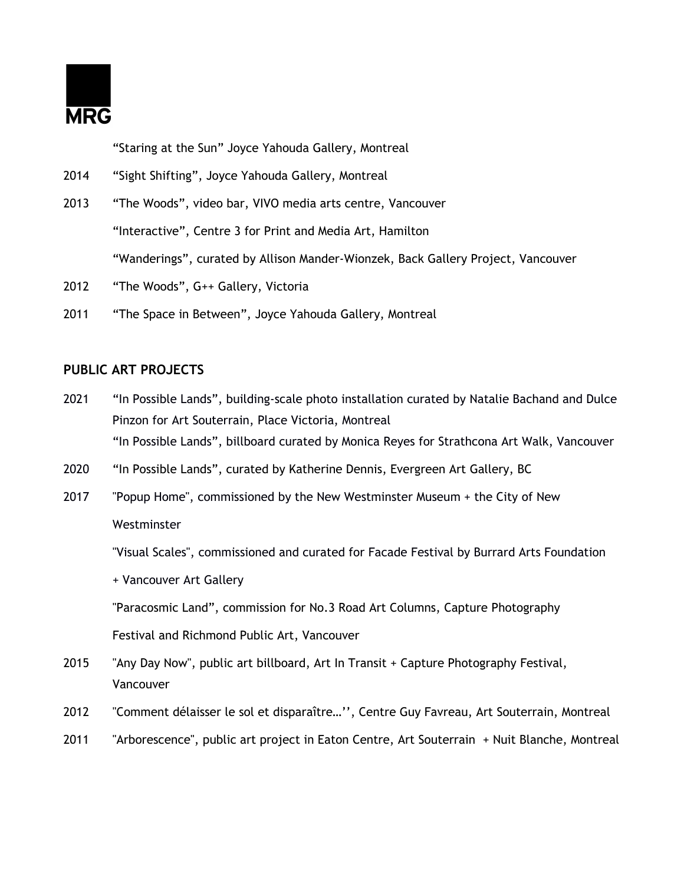"Staring at the Sun" Joyce Yahouda Gallery, Montreal

2014 "Sight Shifting", Joyce Yahouda Gallery, Montreal

2013 "The Woods", video bar, VIVO media arts centre, Vancouver

"Interactive", Centre 3 for Print and Media Art, Hamilton

"Wanderings", curated by Allison Mander-Wionzek, Back Gallery Project, Vancouver

2012 "The Woods", G++ Gallery, Victoria

2011 "The Space in Between", Joyce Yahouda Gallery, Montreal

## PUBLIC ART PROJECTS

2021 "In Possible Lands", building-scale photo installation curated by Natalie Bachand and Dulce Pinzon for Art Souterrain, Place Victoria, Montreal

"In Possible Lands", billboard curated by Monica Reyes for Strathcona Art Walk, Vancouver

2020 "In Possible Lands", curated by Katherine Dennis, Evergreen Art Gallery, BC

2017 "Popup Home", commissioned by the New Westminster Museum + the City of New Westminster

"Visual Scales", commissioned and curated for Facade Festival by Burrard Arts Foundation + Vancouver Art Gallery

"Paracosmic Land", commission for No.3 Road Art Columns, Capture Photography Festival and Richmond Public Art, Vancouver

2015 "Any Day Now", public art billboard, Art In Transit + Capture Photography Festival, Vancouver

2012 "Comment délaisser le sol et disparaître…'', Centre Guy Favreau, Art Souterrain, Montreal

2011 "Arborescence", public art project in Eaton Centre, Art Souterrain + Nuit Blanche, Montreal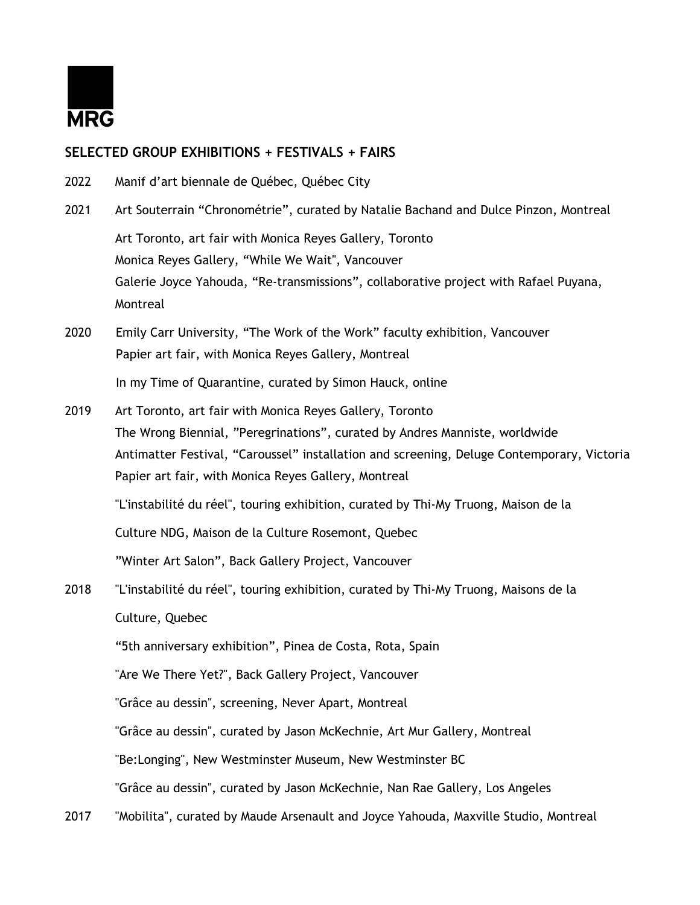MRG

## SELECTED GROUP EXHIBITIONS + FESTIVALS + FAIRS

2022 Manif d'art biennale de Québec, Québec City

2021 Art Souterrain “Chronométrie”, curated by Natalie Bachand and Dulce Pinzon, Montreal

Art Toronto, art fair with Monica Reyes Gallery, Toronto
Monica Reyes Gallery, “While We Wait", Vancouver
Galerie Joyce Yahouda, “Re-transmissions”, collaborative project with Rafael Puyana, Montreal

2020 Emily Carr University, “The Work of the Work” faculty exhibition, Vancouver
Papier art fair, with Monica Reyes Gallery, Montreal

In my Time of Quarantine, curated by Simon Hauck, online

2019 Art Toronto, art fair with Monica Reyes Gallery, Toronto
The Wrong Biennial, ”Peregrinations”, curated by Andres Manniste, worldwide
Antimatter Festival, “Caroussel” installation and screening, Deluge Contemporary, Victoria
Papier art fair, with Monica Reyes Gallery, Montreal

"L'instabilité du réel", touring exhibition, curated by Thi-My Truong, Maison de la Culture NDG, Maison de la Culture Rosemont, Quebec

”Winter Art Salon”, Back Gallery Project, Vancouver

2018 "L'instabilité du réel", touring exhibition, curated by Thi-My Truong, Maisons de la Culture, Quebec

“5th anniversary exhibition”, Pinea de Costa, Rota, Spain

"Are We There Yet?", Back Gallery Project, Vancouver

"Grâce au dessin", screening, Never Apart, Montreal

"Grâce au dessin", curated by Jason McKechnie, Art Mur Gallery, Montreal

"Be:Longing", New Westminster Museum, New Westminster BC

"Grâce au dessin", curated by Jason McKechnie, Nan Rae Gallery, Los Angeles

2017 "Mobilita", curated by Maude Arsenault and Joyce Yahouda, Maxville Studio, Montreal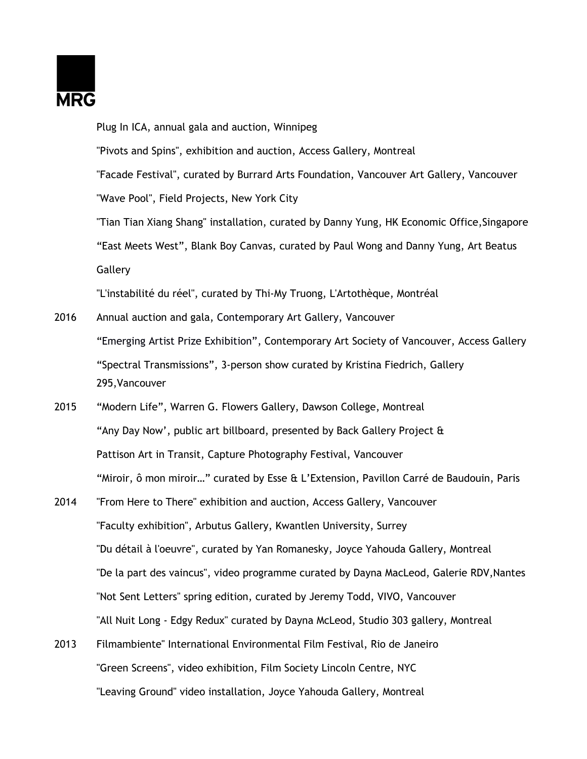Plug In ICA, annual gala and auction, Winnipeg

"Pivots and Spins", exhibition and auction, Access Gallery, Montreal

"Facade Festival", curated by Burrard Arts Foundation, Vancouver Art Gallery, Vancouver

"Wave Pool", Field Projects, New York City

"Tian Tian Xiang Shang" installation, curated by Danny Yung, HK Economic Office,Singapore

“East Meets West”, Blank Boy Canvas, curated by Paul Wong and Danny Yung, Art Beatus Gallery

"L'instabilité du réel", curated by Thi-My Truong, L'Artothèque, Montréal

2016 Annual auction and gala, Contemporary Art Gallery, Vancouver

“Emerging Artist Prize Exhibition”, Contemporary Art Society of Vancouver, Access Gallery

“Spectral Transmissions”, 3-person show curated by Kristina Fiedrich, Gallery 295,Vancouver

2015 “Modern Life”, Warren G. Flowers Gallery, Dawson College, Montreal

“Any Day Now’, public art billboard, presented by Back Gallery Project & Pattison Art in Transit, Capture Photography Festival, Vancouver

“Miroir, ô mon miroir…” curated by Esse & L’Extension, Pavillon Carré de Baudouin, Paris

2014 "From Here to There" exhibition and auction, Access Gallery, Vancouver

"Faculty exhibition", Arbutus Gallery, Kwantlen University, Surrey

"Du détail à l'oeuvre", curated by Yan Romanesky, Joyce Yahouda Gallery, Montreal

"De la part des vaincus", video programme curated by Dayna MacLeod, Galerie RDV,Nantes

"Not Sent Letters" spring edition, curated by Jeremy Todd, VIVO, Vancouver

"All Nuit Long - Edgy Redux" curated by Dayna McLeod, Studio 303 gallery, Montreal

2013 Filmambiente" International Environmental Film Festival, Rio de Janeiro

"Green Screens", video exhibition, Film Society Lincoln Centre, NYC

"Leaving Ground" video installation, Joyce Yahouda Gallery, Montreal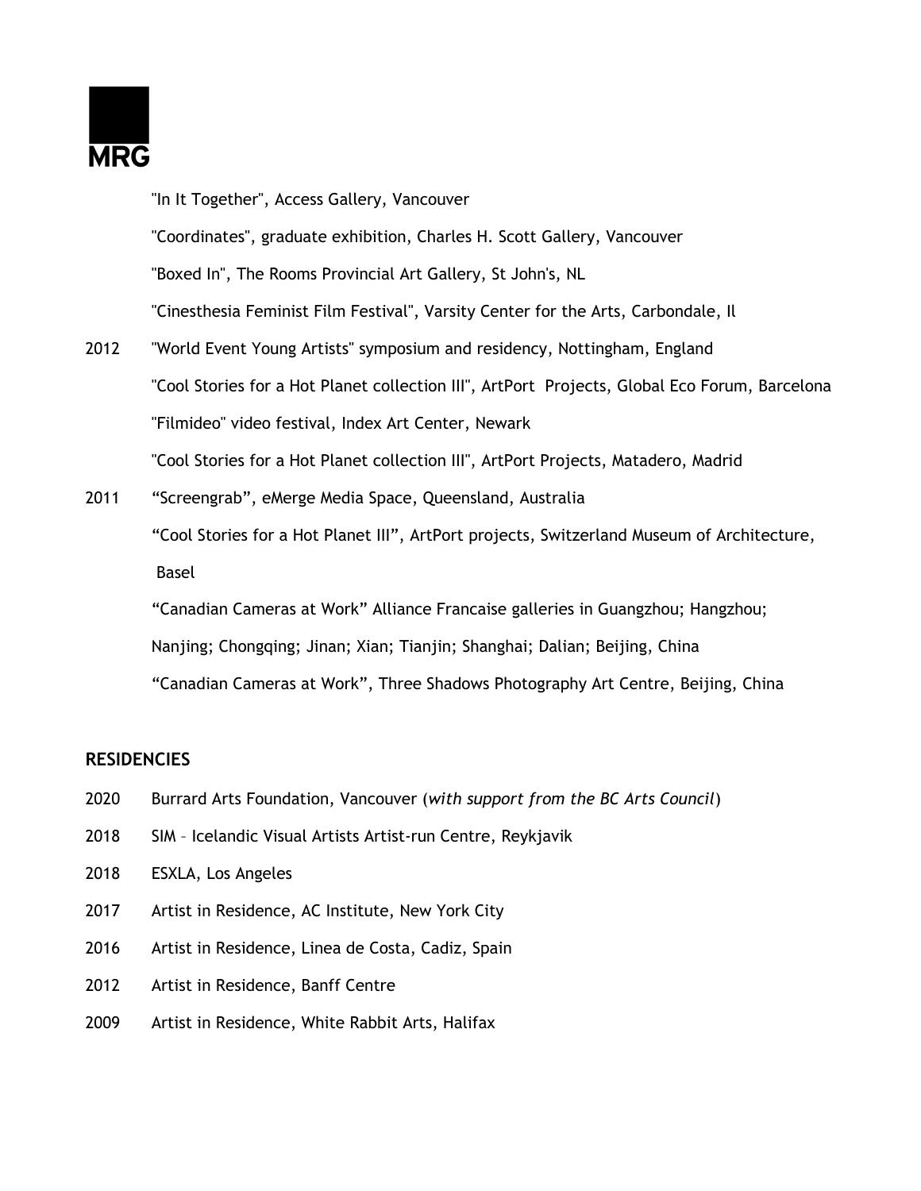"In It Together", Access Gallery, Vancouver

"Coordinates", graduate exhibition, Charles H. Scott Gallery, Vancouver

"Boxed In", The Rooms Provincial Art Gallery, St John's, NL

"Cinesthesia Feminist Film Festival", Varsity Center for the Arts, Carbondale, Il

2012 "World Event Young Artists" symposium and residency, Nottingham, England

"Cool Stories for a Hot Planet collection III", ArtPort Projects, Global Eco Forum, Barcelona

"Filmideo" video festival, Index Art Center, Newark

"Cool Stories for a Hot Planet collection III", ArtPort Projects, Matadero, Madrid

2011 "Screengrab", eMerge Media Space, Queensland, Australia

"Cool Stories for a Hot Planet III", ArtPort projects, Switzerland Museum of Architecture, Basel

"Canadian Cameras at Work" Alliance Francaise galleries in Guangzhou; Hangzhou; Nanjing; Chongqing; Jinan; Xian; Tianjin; Shanghai; Dalian; Beijing, China

"Canadian Cameras at Work", Three Shadows Photography Art Centre, Beijing, China

## RESIDENCIES

2020 Burrard Arts Foundation, Vancouver (*with support from the BC Arts Council*)

2018 SIM – Icelandic Visual Artists Artist-run Centre, Reykjavik

2018 ESXLA, Los Angeles

2017 Artist in Residence, AC Institute, New York City

2016 Artist in Residence, Linea de Costa, Cadiz, Spain

2012 Artist in Residence, Banff Centre

2009 Artist in Residence, White Rabbit Arts, Halifax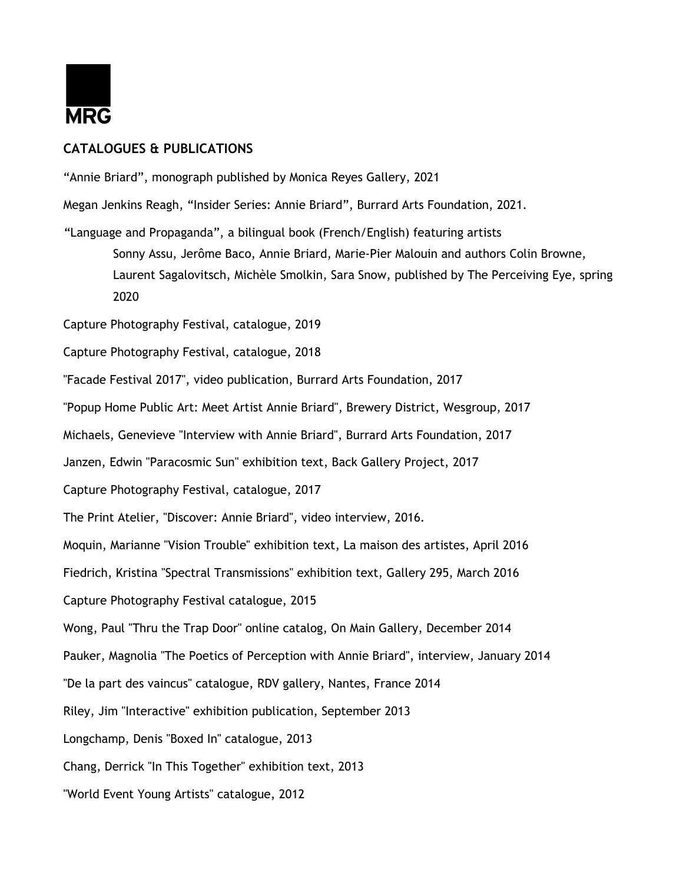MRG

## CATALOGUES & PUBLICATIONS

“Annie Briard”, monograph published by Monica Reyes Gallery, 2021

Megan Jenkins Reagh, “Insider Series: Annie Briard”, Burrard Arts Foundation, 2021.

“Language and Propaganda”, a bilingual book (French/English) featuring artists Sonny Assu, Jerôme Baco, Annie Briard, Marie-Pier Malouin and authors Colin Browne, Laurent Sagalovitsch, Michèle Smolkin, Sara Snow, published by The Perceiving Eye, spring 2020

Capture Photography Festival, catalogue, 2019

Capture Photography Festival, catalogue, 2018

"Facade Festival 2017", video publication, Burrard Arts Foundation, 2017

"Popup Home Public Art: Meet Artist Annie Briard", Brewery District, Wesgroup, 2017

Michaels, Genevieve "Interview with Annie Briard", Burrard Arts Foundation, 2017

Janzen, Edwin "Paracosmic Sun" exhibition text, Back Gallery Project, 2017

Capture Photography Festival, catalogue, 2017

The Print Atelier, "Discover: Annie Briard", video interview, 2016.

Moquin, Marianne "Vision Trouble" exhibition text, La maison des artistes, April 2016

Fiedrich, Kristina "Spectral Transmissions" exhibition text, Gallery 295, March 2016

Capture Photography Festival catalogue, 2015

Wong, Paul "Thru the Trap Door" online catalog, On Main Gallery, December 2014

Pauker, Magnolia "The Poetics of Perception with Annie Briard", interview, January 2014

"De la part des vaincus" catalogue, RDV gallery, Nantes, France 2014

Riley, Jim "Interactive" exhibition publication, September 2013

Longchamp, Denis "Boxed In" catalogue, 2013

Chang, Derrick "In This Together" exhibition text, 2013

"World Event Young Artists" catalogue, 2012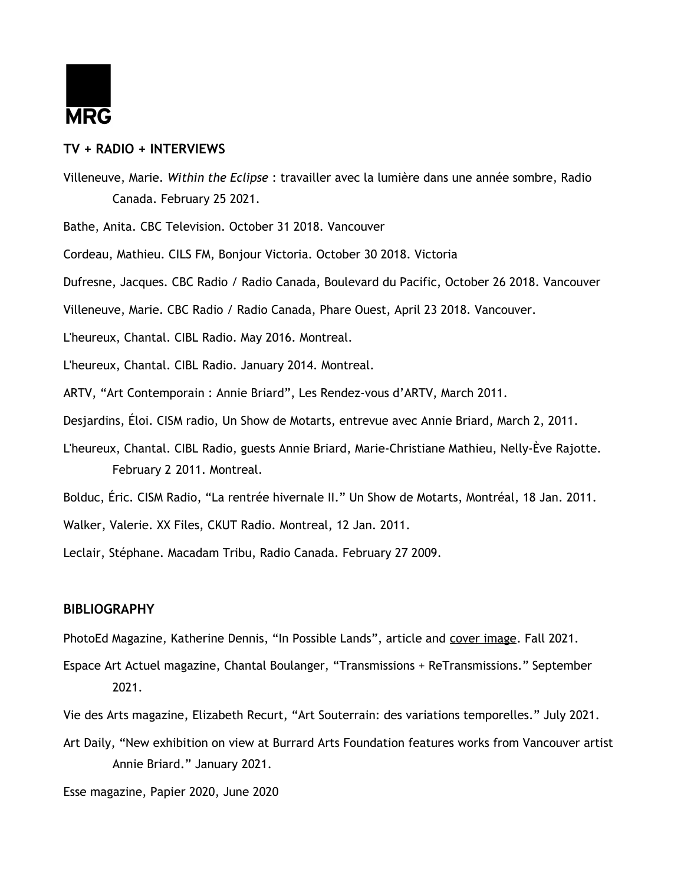MRG

## TV + RADIO + INTERVIEWS

Villeneuve, Marie. *Within the Eclipse* : travailler avec la lumière dans une année sombre, Radio Canada. February 25 2021.

Bathe, Anita. CBC Television. October 31 2018. Vancouver

Cordeau, Mathieu. CILS FM, Bonjour Victoria. October 30 2018. Victoria

Dufresne, Jacques. CBC Radio / Radio Canada, Boulevard du Pacific, October 26 2018. Vancouver

Villeneuve, Marie. CBC Radio / Radio Canada, Phare Ouest, April 23 2018. Vancouver.

L'heureux, Chantal. CIBL Radio. May 2016. Montreal.

L'heureux, Chantal. CIBL Radio. January 2014. Montreal.

ARTV, "Art Contemporain : Annie Briard", Les Rendez-vous d'ARTV, March 2011.

Desjardins, Éloi. CISM radio, Un Show de Motarts, entrevue avec Annie Briard, March 2, 2011.

L'heureux, Chantal. CIBL Radio, guests Annie Briard, Marie-Christiane Mathieu, Nelly-Ève Rajotte. February 2 2011. Montreal.

Bolduc, Éric. CISM Radio, "La rentrée hivernale II." Un Show de Motarts, Montréal, 18 Jan. 2011.

Walker, Valerie. XX Files, CKUT Radio. Montreal, 12 Jan. 2011.

Leclair, Stéphane. Macadam Tribu, Radio Canada. February 27 2009.

## BIBLIOGRAPHY

PhotoEd Magazine, Katherine Dennis, "In Possible Lands", article and cover image. Fall 2021.

Espace Art Actuel magazine, Chantal Boulanger, "Transmissions + ReTransmissions." September 2021.

Vie des Arts magazine, Elizabeth Recurt, "Art Souterrain: des variations temporelles." July 2021.

Art Daily, "New exhibition on view at Burrard Arts Foundation features works from Vancouver artist Annie Briard." January 2021.

Esse magazine, Papier 2020, June 2020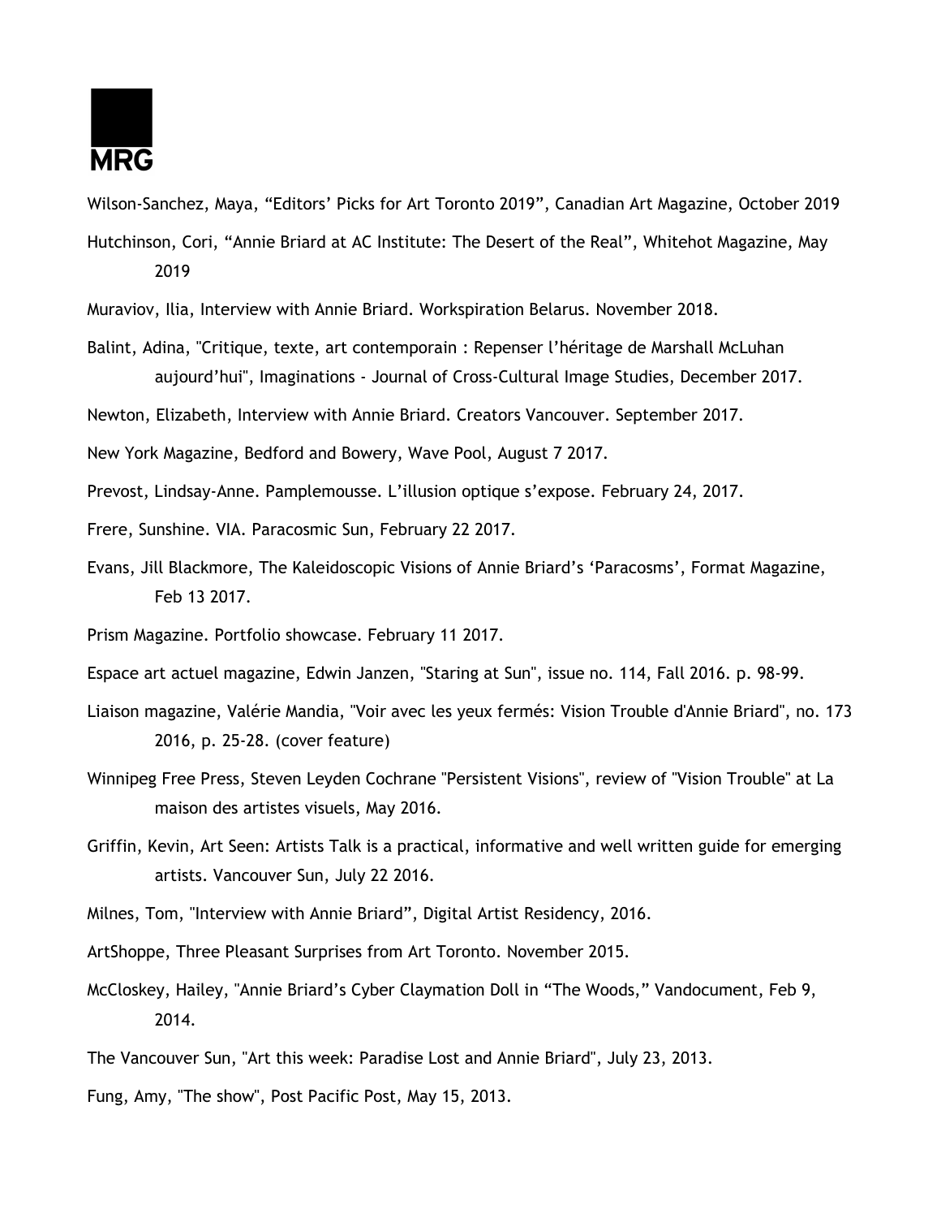Wilson-Sanchez, Maya, “Editors’ Picks for Art Toronto 2019”, Canadian Art Magazine, October 2019

Hutchinson, Cori, “Annie Briard at AC Institute: The Desert of the Real”, Whitehot Magazine, May 2019

Muraviov, Ilia, Interview with Annie Briard. Workspiration Belarus. November 2018.

Balint, Adina, "Critique, texte, art contemporain : Repenser l’héritage de Marshall McLuhan aujourd’hui", Imaginations - Journal of Cross-Cultural Image Studies, December 2017.

Newton, Elizabeth, Interview with Annie Briard. Creators Vancouver. September 2017.

New York Magazine, Bedford and Bowery, Wave Pool, August 7 2017.

Prevost, Lindsay-Anne. Pamplemousse. L’illusion optique s’expose. February 24, 2017.

Frere, Sunshine. VIA. Paracosmic Sun, February 22 2017.

Evans, Jill Blackmore, The Kaleidoscopic Visions of Annie Briard’s ‘Paracosms’, Format Magazine, Feb 13 2017.

Prism Magazine. Portfolio showcase. February 11 2017.

Espace art actuel magazine, Edwin Janzen, "Staring at Sun", issue no. 114, Fall 2016. p. 98-99.

Liaison magazine, Valérie Mandia, "Voir avec les yeux fermés: Vision Trouble d'Annie Briard", no. 173 2016, p. 25-28. (cover feature)

Winnipeg Free Press, Steven Leyden Cochrane "Persistent Visions", review of "Vision Trouble" at La maison des artistes visuels, May 2016.

Griffin, Kevin, Art Seen: Artists Talk is a practical, informative and well written guide for emerging artists. Vancouver Sun, July 22 2016.

Milnes, Tom, "Interview with Annie Briard”, Digital Artist Residency, 2016.

ArtShoppe, Three Pleasant Surprises from Art Toronto. November 2015.

McCloskey, Hailey, "Annie Briard’s Cyber Claymation Doll in “The Woods,” Vandocument, Feb 9, 2014.

The Vancouver Sun, "Art this week: Paradise Lost and Annie Briard", July 23, 2013.

Fung, Amy, "The show", Post Pacific Post, May 15, 2013.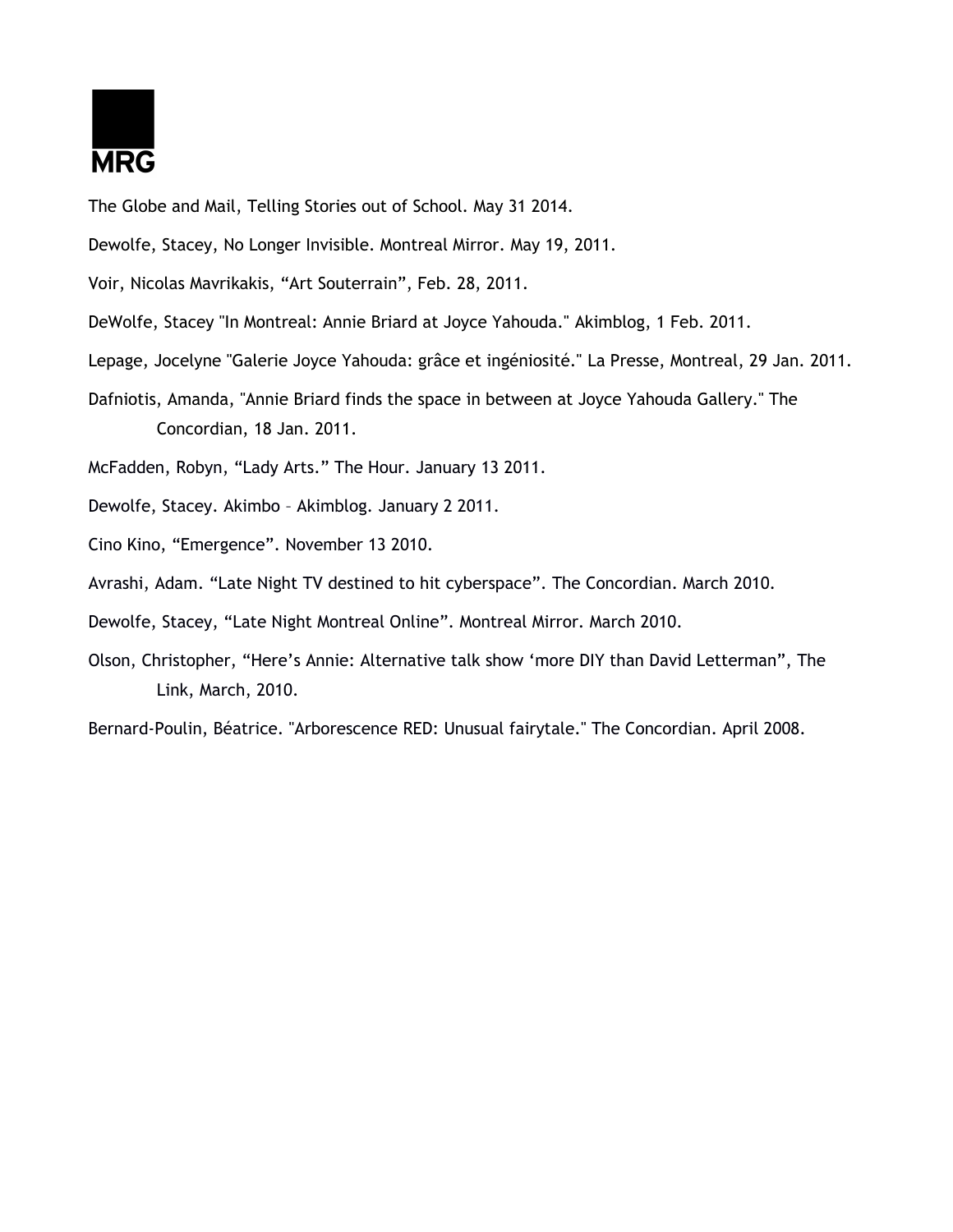MRG

The Globe and Mail, Telling Stories out of School. May 31 2014.

Dewolfe, Stacey, No Longer Invisible. Montreal Mirror. May 19, 2011.

Voir, Nicolas Mavrikakis, “Art Souterrain”, Feb. 28, 2011.

DeWolfe, Stacey "In Montreal: Annie Briard at Joyce Yahouda." Akimblog, 1 Feb. 2011.

Lepage, Jocelyne "Galerie Joyce Yahouda: grâce et ingéniosité." La Presse, Montreal, 29 Jan. 2011.

Dafniotis, Amanda, "Annie Briard finds the space in between at Joyce Yahouda Gallery." The Concordian, 18 Jan. 2011.

McFadden, Robyn, “Lady Arts.” The Hour. January 13 2011.

Dewolfe, Stacey. Akimbo – Akimblog. January 2 2011.

Cino Kino, “Emergence”. November 13 2010.

Avrashi, Adam. “Late Night TV destined to hit cyberspace”. The Concordian. March 2010.

Dewolfe, Stacey, “Late Night Montreal Online”. Montreal Mirror. March 2010.

Olson, Christopher, “Here’s Annie: Alternative talk show ‘more DIY than David Letterman”, The Link, March, 2010.

Bernard-Poulin, Béatrice. "Arborescence RED: Unusual fairytale." The Concordian. April 2008.